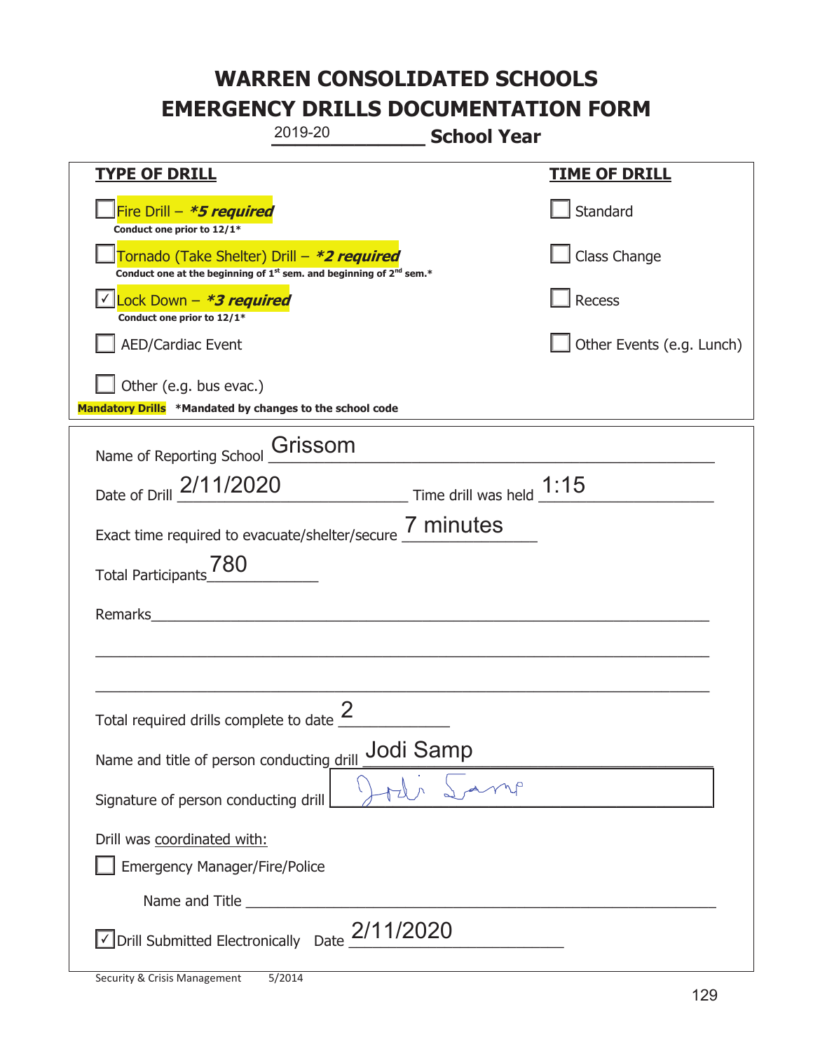# WARREN CONSOLIDATED SCHOOLS
# EMERGENCY DRILLS DOCUMENTATION FORM

2019-20 **School Year**

| **TYPE OF DRILL** | **TIME OF DRILL** |
|---|---|
| ☐ Fire Drill – ***5 required** <br> **Conduct one prior to 12/1*** | ☐ Standard |
| ☐ Tornado (Take Shelter) Drill – ***2 required** <br> **Conduct one at the beginning of 1st sem. and beginning of 2nd sem.*** | ☐ Class Change |
| ☑ Lock Down – ***3 required** <br> **Conduct one prior to 12/1*** | ☐ Recess |
| ☐ AED/Cardiac Event | ☐ Other Events (e.g. Lunch) |
| ☐ Other (e.g. bus evac.) | |

**Mandatory Drills** **\*Mandated by changes to the school code**

Name of Reporting School: Grissom

Date of Drill: 2/11/2020 Time drill was held: 1:15

Exact time required to evacuate/shelter/secure: 7 minutes

Total Participants: 780

Remarks: ______________________________

Total required drills complete to date: 2

Name and title of person conducting drill: Jodi Samp

Signature of person conducting drill: [signature]

Drill was coordinated with:

☐ Emergency Manager/Fire/Police

Name and Title ______________________________

☑ Drill Submitted Electronically Date: 2/11/2020

Security & Crisis Management 5/2014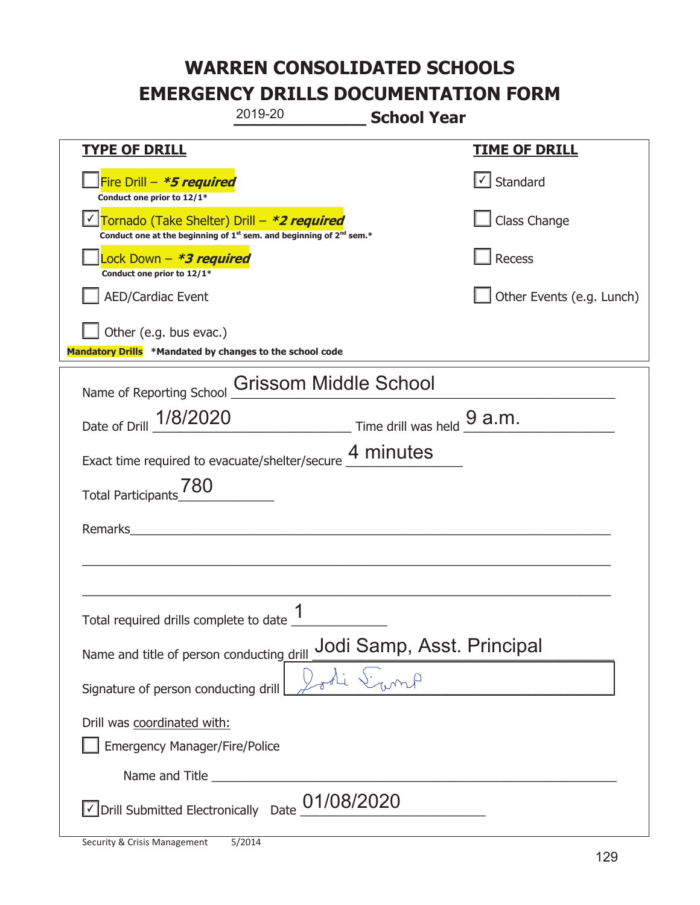# WARREN CONSOLIDATED SCHOOLS
# EMERGENCY DRILLS DOCUMENTATION FORM

2019-20 **School Year**

| **TYPE OF DRILL** | **TIME OF DRILL** |
|---|---|
| ☐ Fire Drill – ***5 required*** <br> **Conduct one prior to 12/1*** | ☑ Standard |
| ☑ Tornado (Take Shelter) Drill – ***2 required*** <br> **Conduct one at the beginning of 1st sem. and beginning of 2nd sem.*** | ☐ Class Change |
| ☐ Lock Down – ***3 required*** <br> **Conduct one prior to 12/1*** | ☐ Recess |
| ☐ AED/Cardiac Event | ☐ Other Events (e.g. Lunch) |
| ☐ Other (e.g. bus evac.) | |

**Mandatory Drills** ***Mandated by changes to the school code**

Name of Reporting School: Grissom Middle School

Date of Drill: 1/8/2020 Time drill was held: 9 a.m.

Exact time required to evacuate/shelter/secure: 4 minutes

Total Participants: 780

Remarks: ______________________________

Total required drills complete to date: 1

Name and title of person conducting drill: Jodi Samp, Asst. Principal

Signature of person conducting drill: Jodi Samp

Drill was coordinated with:

☐ Emergency Manager/Fire/Police

Name and Title ______________________________

☑ Drill Submitted Electronically Date: 01/08/2020

Security & Crisis Management 5/2014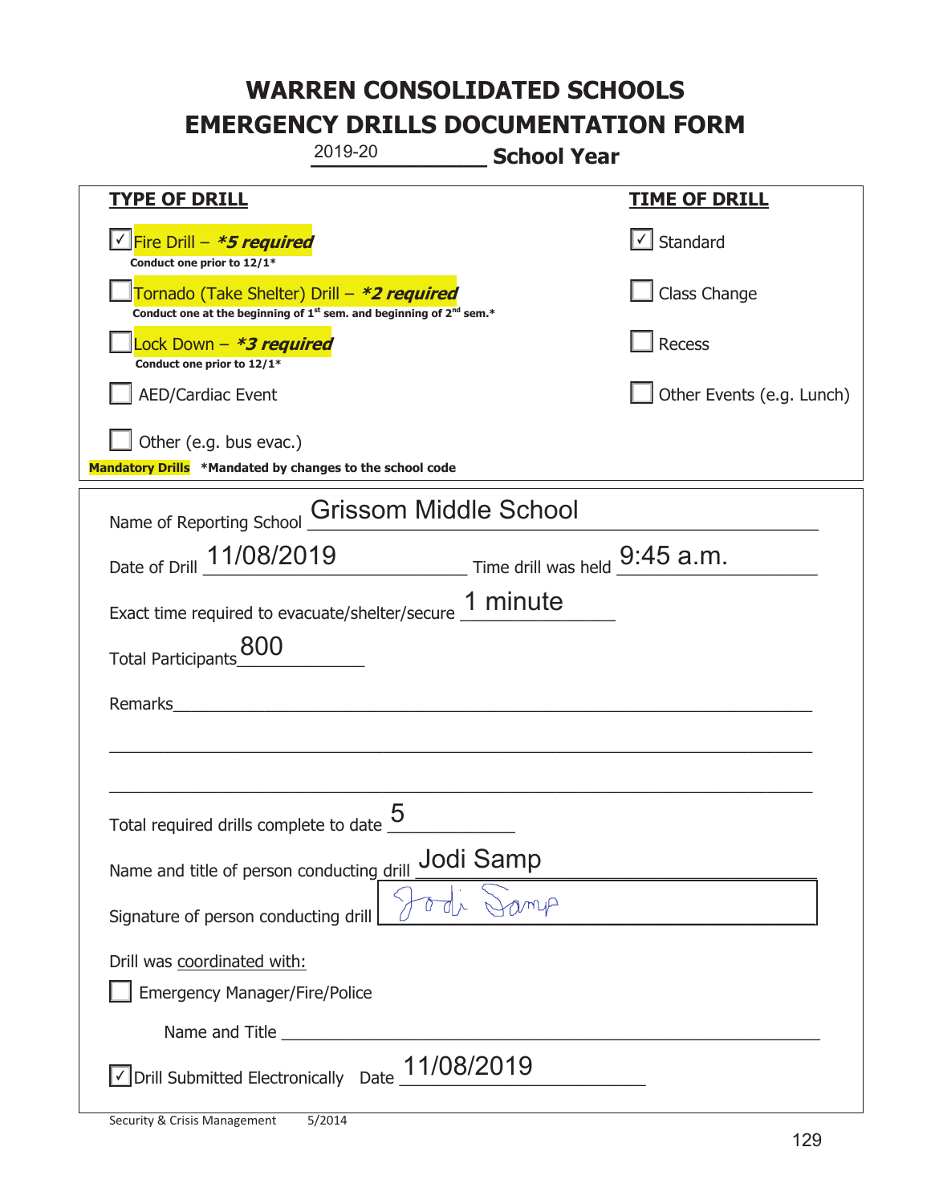# WARREN CONSOLIDATED SCHOOLS
# EMERGENCY DRILLS DOCUMENTATION FORM

2019-20 **School Year**

| **TYPE OF DRILL** | **TIME OF DRILL** |
|---|---|
| ☑ Fire Drill – ***5 required*** <br> **Conduct one prior to 12/1*** | ☑ Standard |
| ☐ Tornado (Take Shelter) Drill – ***2 required*** <br> **Conduct one at the beginning of 1st sem. and beginning of 2nd sem.*** | ☐ Class Change |
| ☐ Lock Down – ***3 required*** <br> **Conduct one prior to 12/1*** | ☐ Recess |
| ☐ AED/Cardiac Event | ☐ Other Events (e.g. Lunch) |
| ☐ Other (e.g. bus evac.) | |

**Mandatory Drills** ***Mandated by changes to the school code**

Name of Reporting School: Grissom Middle School

Date of Drill: 11/08/2019 Time drill was held: 9:45 a.m.

Exact time required to evacuate/shelter/secure: 1 minute

Total Participants: 800

Remarks: ______

Total required drills complete to date: 5

Name and title of person conducting drill: Jodi Samp

Signature of person conducting drill: Jodi Samp

Drill was coordinated with:

☐ Emergency Manager/Fire/Police

Name and Title ______

☑ Drill Submitted Electronically Date: 11/08/2019

Security & Crisis Management 5/2014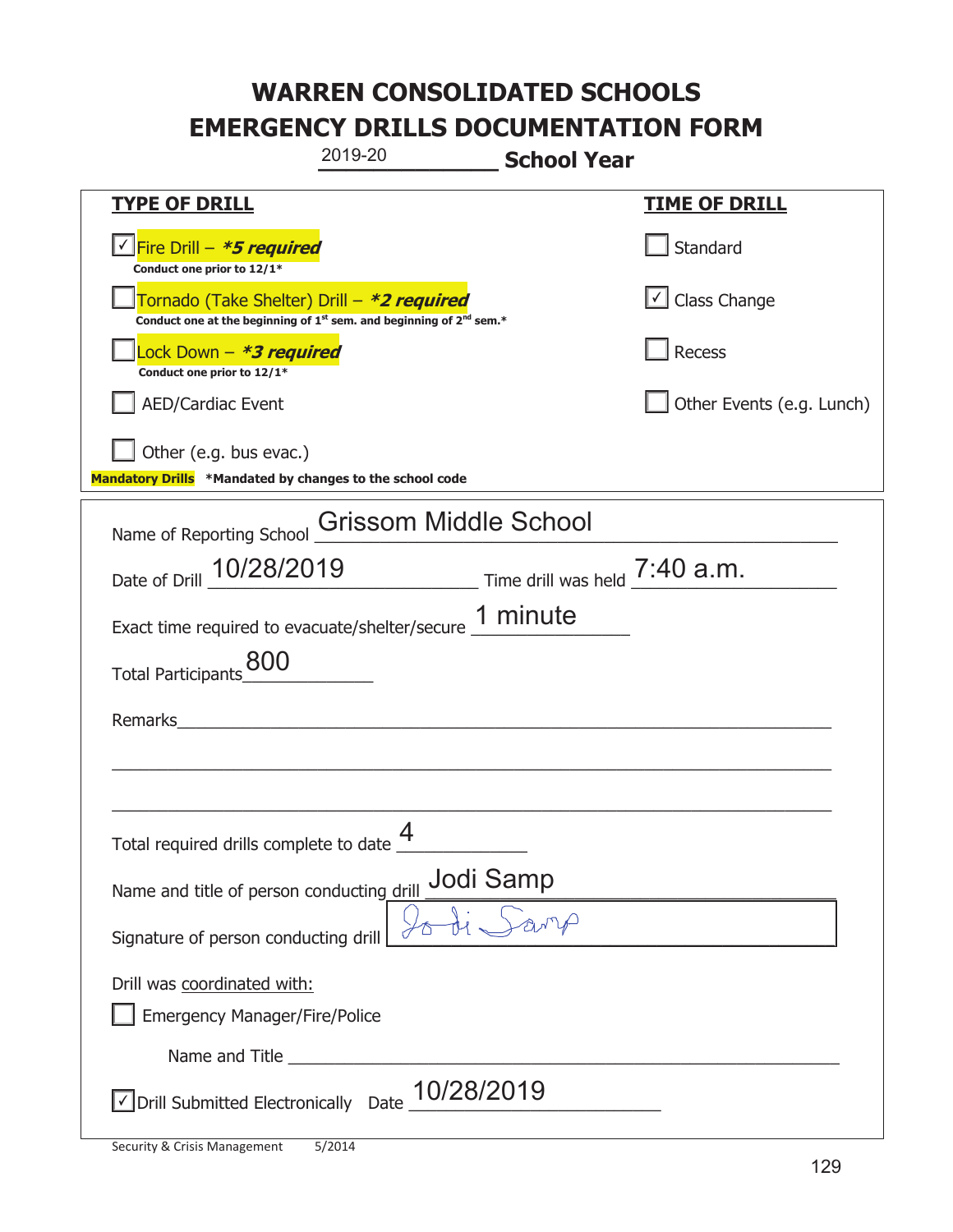# WARREN CONSOLIDATED SCHOOLS
# EMERGENCY DRILLS DOCUMENTATION FORM

2019-20 **School Year**

| **TYPE OF DRILL** | **TIME OF DRILL** |
|---|---|
| ☑ Fire Drill – ***5 required*** <br> **Conduct one prior to 12/1*** | ☐ Standard |
| ☐ Tornado (Take Shelter) Drill – ***2 required*** <br> **Conduct one at the beginning of 1st sem. and beginning of 2nd sem.*** | ☑ Class Change |
| ☐ Lock Down – ***3 required*** <br> **Conduct one prior to 12/1*** | ☐ Recess |
| ☐ AED/Cardiac Event | ☐ Other Events (e.g. Lunch) |
| ☐ Other (e.g. bus evac.) | |

**Mandatory Drills** ***Mandated by changes to the school code**

Name of Reporting School: Grissom Middle School

Date of Drill: 10/28/2019 Time drill was held: 7:40 a.m.

Exact time required to evacuate/shelter/secure: 1 minute

Total Participants: 800

Remarks: ______________________________

Total required drills complete to date: 4

Name and title of person conducting drill: Jodi Samp

Signature of person conducting drill: Jodi Samp

Drill was coordinated with:

☐ Emergency Manager/Fire/Police

Name and Title ______________________________

☑ Drill Submitted Electronically Date: 10/28/2019

Security & Crisis Management 5/2014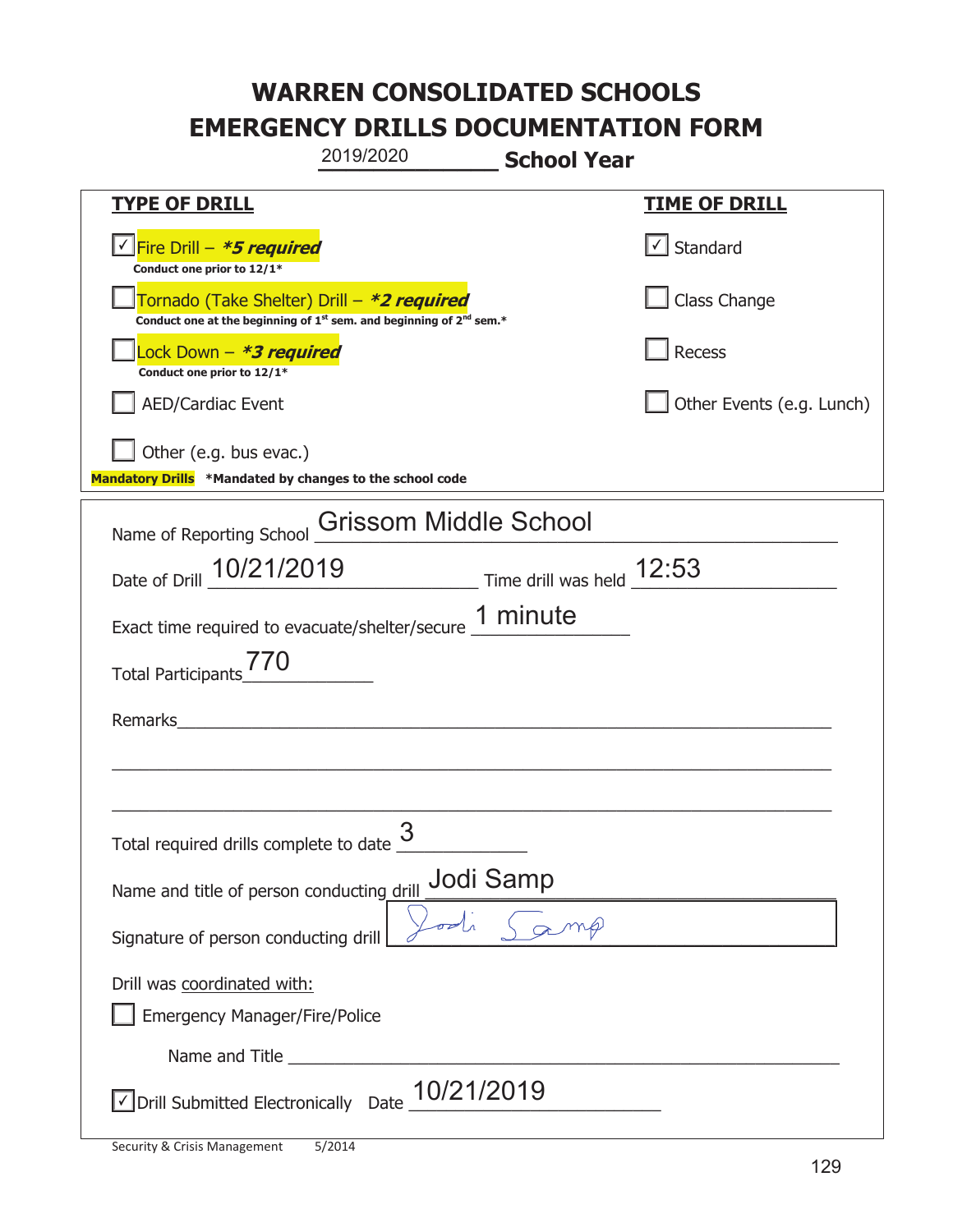# WARREN CONSOLIDATED SCHOOLS
# EMERGENCY DRILLS DOCUMENTATION FORM

2019/2020 **School Year**

| **TYPE OF DRILL** | **TIME OF DRILL** |
|---|---|
| ☑ Fire Drill – ***5 required*** <br> **Conduct one prior to 12/1*** | ☑ Standard |
| ☐ Tornado (Take Shelter) Drill – ***2 required*** <br> **Conduct one at the beginning of 1st sem. and beginning of 2nd sem.*** | ☐ Class Change |
| ☐ Lock Down – ***3 required*** <br> **Conduct one prior to 12/1*** | ☐ Recess |
| ☐ AED/Cardiac Event | ☐ Other Events (e.g. Lunch) |
| ☐ Other (e.g. bus evac.) | |

**Mandatory Drills** **\*Mandated by changes to the school code**

Name of Reporting School: Grissom Middle School

Date of Drill: 10/21/2019 Time drill was held: 12:53

Exact time required to evacuate/shelter/secure: 1 minute

Total Participants: 770

Remarks: ______________________________

Total required drills complete to date: 3

Name and title of person conducting drill: Jodi Samp

Signature of person conducting drill: Jodi Samp

Drill was coordinated with:

☐ Emergency Manager/Fire/Police

Name and Title ______________________________

☑ Drill Submitted Electronically Date: 10/21/2019

Security & Crisis Management 5/2014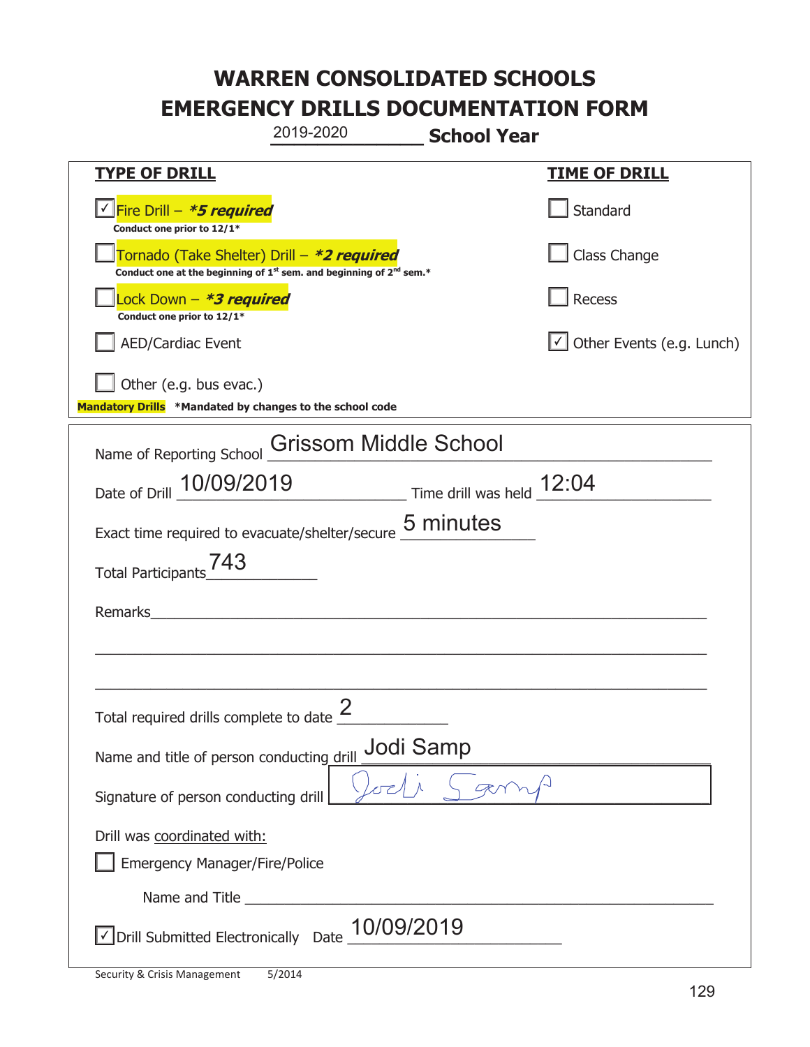# WARREN CONSOLIDATED SCHOOLS
# EMERGENCY DRILLS DOCUMENTATION FORM

2019-2020 **School Year**

| TYPE OF DRILL | TIME OF DRILL |
|---|---|
| ☑ Fire Drill – ***5 required*** <br> **Conduct one prior to 12/1*** | ☐ Standard |
| ☐ Tornado (Take Shelter) Drill – ***2 required*** <br> **Conduct one at the beginning of 1st sem. and beginning of 2nd sem.*** | ☐ Class Change |
| ☐ Lock Down – ***3 required*** <br> **Conduct one prior to 12/1*** | ☐ Recess |
| ☐ AED/Cardiac Event | ☑ Other Events (e.g. Lunch) |
| ☐ Other (e.g. bus evac.) | |

**Mandatory Drills** **\*Mandated by changes to the school code**

Name of Reporting School: Grissom Middle School

Date of Drill: 10/09/2019 Time drill was held: 12:04

Exact time required to evacuate/shelter/secure: 5 minutes

Total Participants: 743

Remarks: ______________________________

Total required drills complete to date: 2

Name and title of person conducting drill: Jodi Samp

Signature of person conducting drill: Jodi Samp

Drill was coordinated with:

☐ Emergency Manager/Fire/Police

Name and Title ______________________________

☑ Drill Submitted Electronically Date: 10/09/2019

Security & Crisis Management 5/2014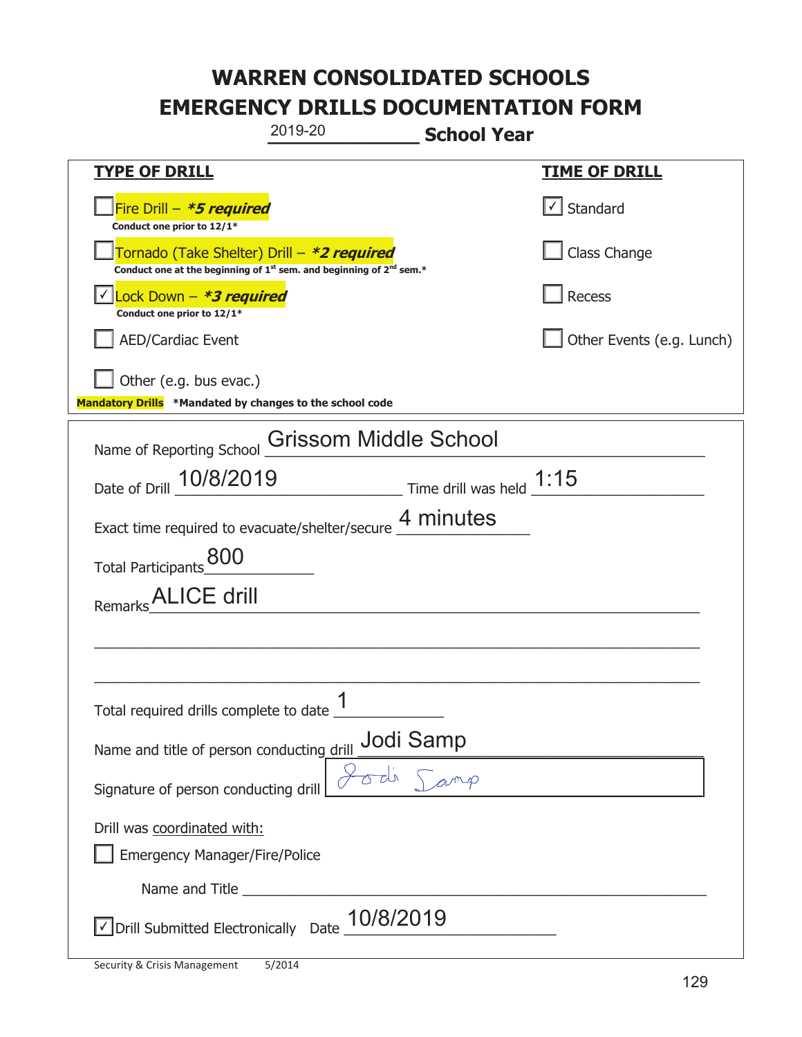# WARREN CONSOLIDATED SCHOOLS
# EMERGENCY DRILLS DOCUMENTATION FORM

2019-20 **School Year**

| **TYPE OF DRILL** | **TIME OF DRILL** |
|---|---|
| ☐ Fire Drill – ***5 required*** <br> **Conduct one prior to 12/1*** | ☑ Standard |
| ☐ Tornado (Take Shelter) Drill – ***2 required*** <br> **Conduct one at the beginning of 1st sem. and beginning of 2nd sem.*** | ☐ Class Change |
| ☑ Lock Down – ***3 required*** <br> **Conduct one prior to 12/1*** | ☐ Recess |
| ☐ AED/Cardiac Event | ☐ Other Events (e.g. Lunch) |
| ☐ Other (e.g. bus evac.) | |

**Mandatory Drills** **\*Mandated by changes to the school code**

Name of Reporting School: Grissom Middle School

Date of Drill: 10/8/2019 Time drill was held: 1:15

Exact time required to evacuate/shelter/secure: 4 minutes

Total Participants: 800

Remarks: ALICE drill

Total required drills complete to date: 1

Name and title of person conducting drill: Jodi Samp

Signature of person conducting drill: Jodi Samp

Drill was coordinated with:

☐ Emergency Manager/Fire/Police

Name and Title ______________________

☑ Drill Submitted Electronically Date: 10/8/2019

Security & Crisis Management 5/2014